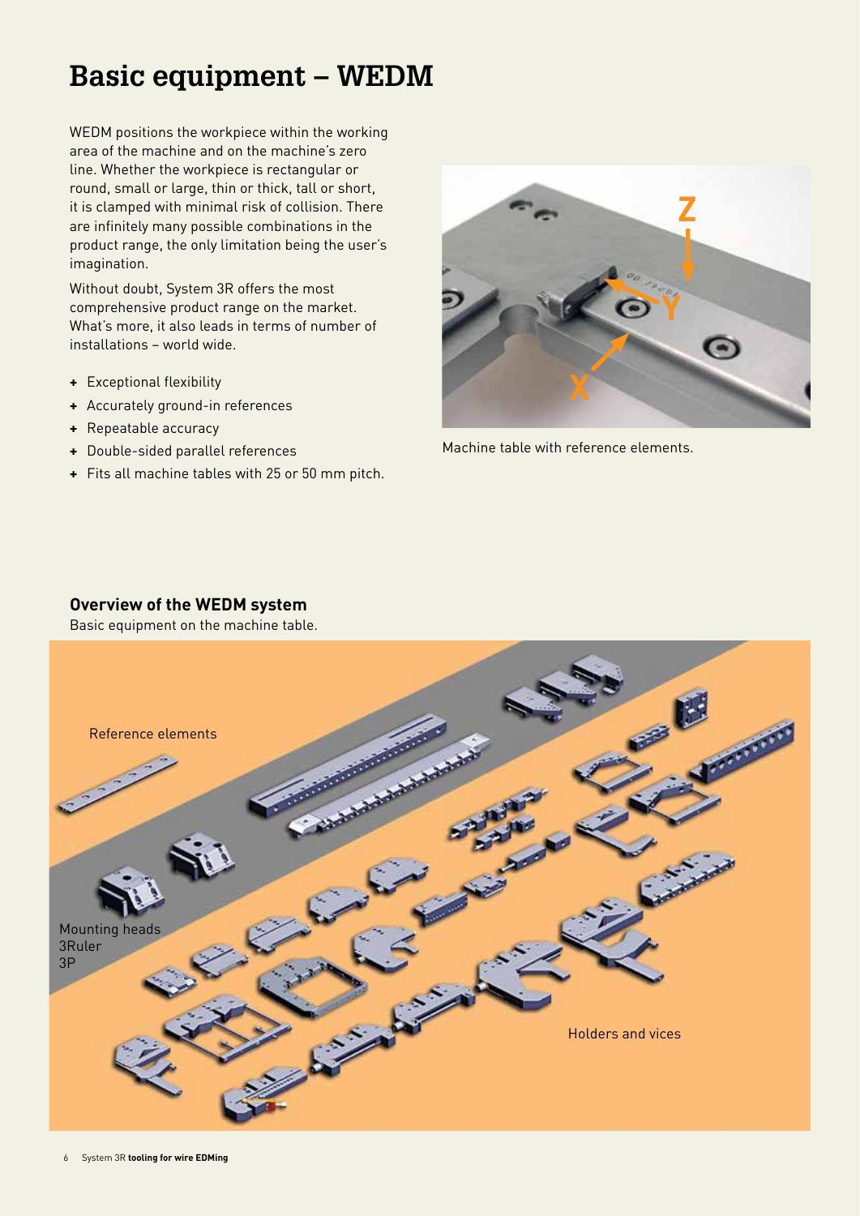# Basic equipment – WEDM

WEDM positions the workpiece within the working area of the machine and on the machine's zero line. Whether the workpiece is rectangular or round, small or large, thin or thick, tall or short, it is clamped with minimal risk of collision. There are infinitely many possible combinations in the product range, the only limitation being the user's imagination.

Without doubt, System 3R offers the most comprehensive product range on the market. What's more, it also leads in terms of number of installations – world wide.

- + Exceptional flexibility
- + Accurately ground-in references
- + Repeatable accuracy
- + Double-sided parallel references
- + Fits all machine tables with 25 or 50 mm pitch.

Machine table with reference elements.

### Overview of the WEDM system

Basic equipment on the machine table.

Reference elements

Mounting heads
3Ruler
3P

Holders and vices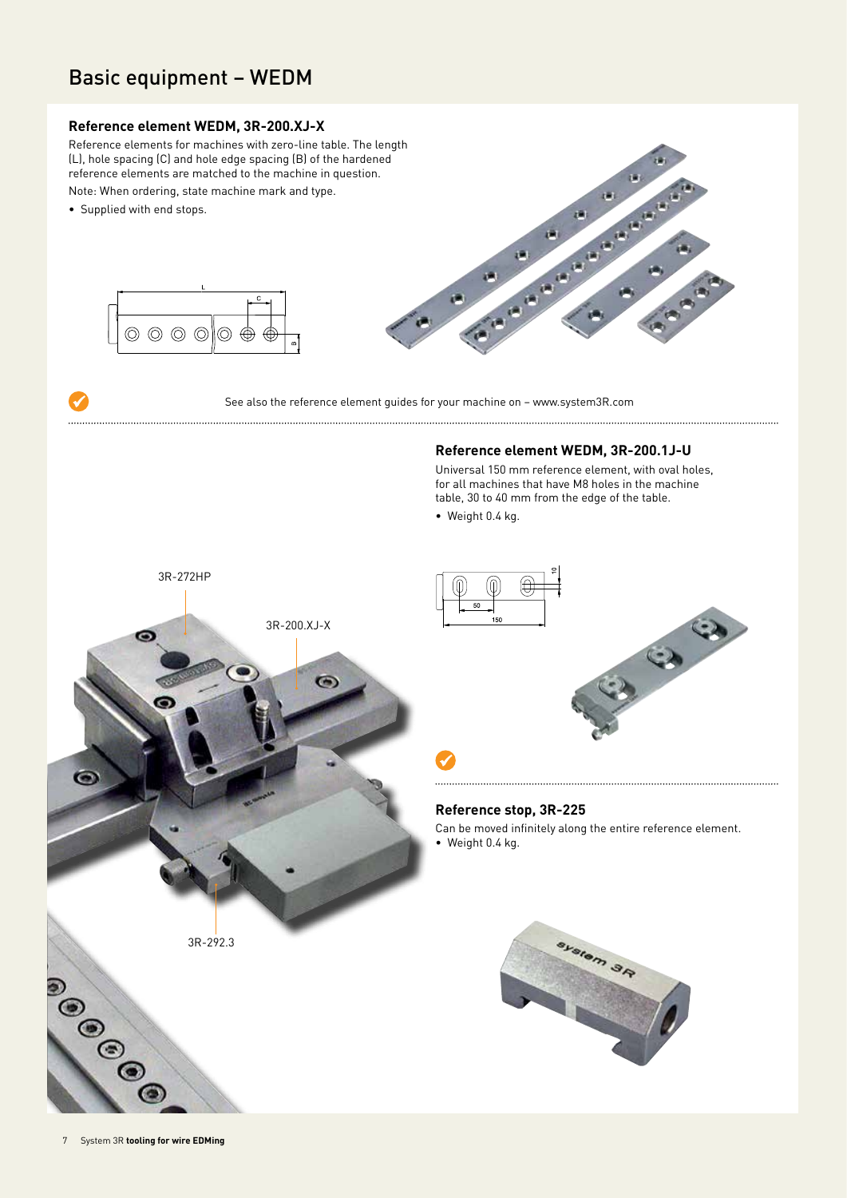# Basic equipment – WEDM

## Reference element WEDM, 3R-200.XJ-X

Reference elements for machines with zero-line table. The length (L), hole spacing (C) and hole edge spacing (B) of the hardened reference elements are matched to the machine in question.

Note: When ordering, state machine mark and type.

- Supplied with end stops.

L

C

B

See also the reference element guides for your machine on – www.system3R.com

## Reference element WEDM, 3R-200.1J-U

Universal 150 mm reference element, with oval holes, for all machines that have M8 holes in the machine table, 30 to 40 mm from the edge of the table.

- Weight 0.4 kg.

10

50

150

3R-272HP

3R-200.XJ-X

3R-292.3

## Reference stop, 3R-225

Can be moved infinitely along the entire reference element.

- Weight 0.4 kg.